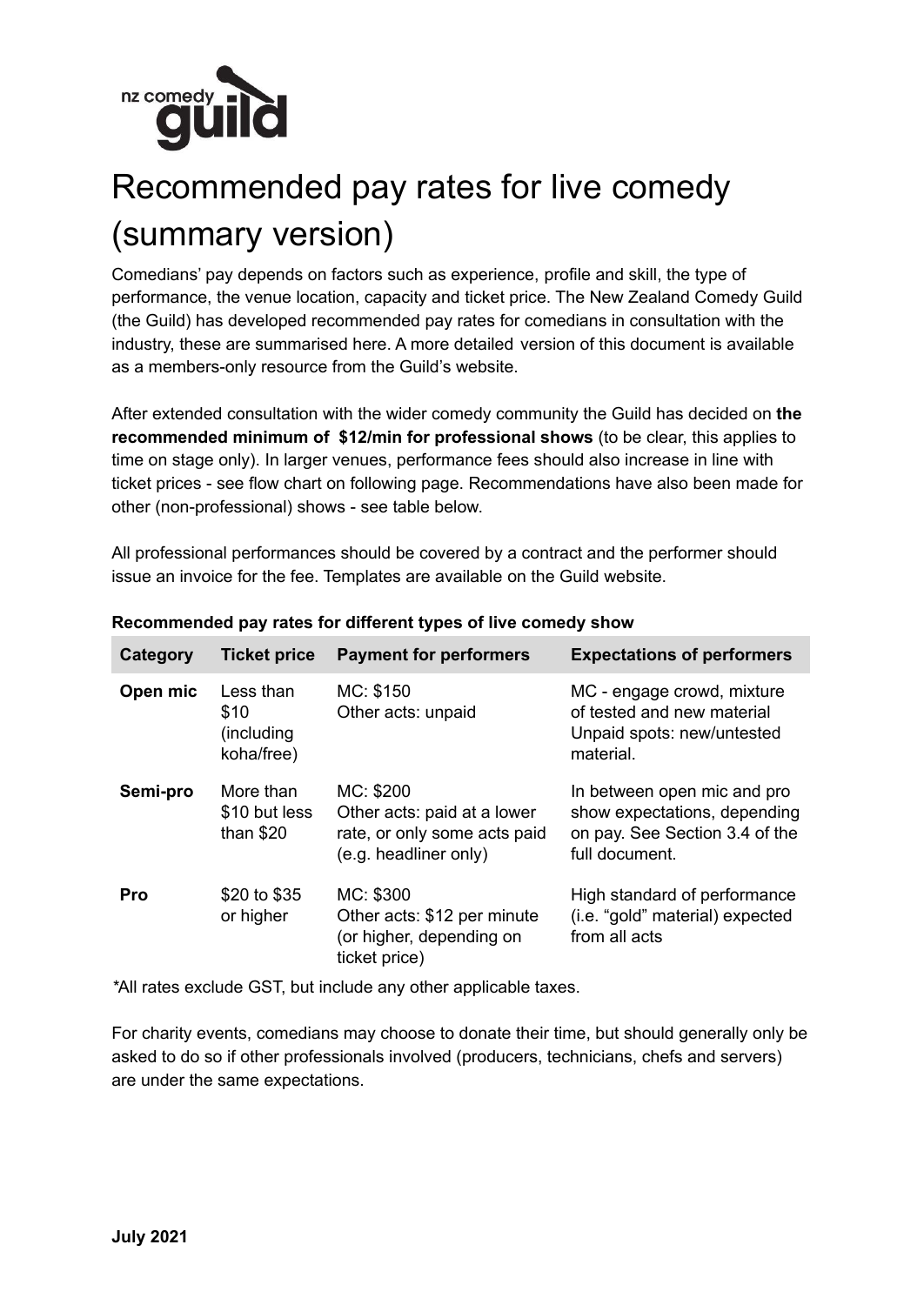# Recommended pay rates for live comedy (summary version)

Comedians' pay depends on factors such as experience, profile and skill, the type of performance, the venue location, capacity and ticket price. The New Zealand Comedy Guild (the Guild) has developed recommended pay rates for comedians in consultation with the industry, these are summarised here. A more detailed version of this document is available as a members-only resource from the Guild's website.

After extended consultation with the wider comedy community the Guild has decided on **the recommended minimum of $12/min for professional shows** (to be clear, this applies to time on stage only). In larger venues, performance fees should also increase in line with ticket prices - see flow chart on following page. Recommendations have also been made for other (non-professional) shows - see table below.

All professional performances should be covered by a contract and the performer should issue an invoice for the fee. Templates are available on the Guild website.

**Recommended pay rates for different types of live comedy show**

| Category | Ticket price | Payment for performers | Expectations of performers |
|---|---|---|---|
| **Open mic** | Less than $10 (including koha/free) | MC: $150<br>Other acts: unpaid | MC - engage crowd, mixture of tested and new material<br>Unpaid spots: new/untested material. |
| **Semi-pro** | More than $10 but less than $20 | MC: $200<br>Other acts: paid at a lower rate, or only some acts paid (e.g. headliner only) | In between open mic and pro show expectations, depending on pay. See Section 3.4 of the full document. |
| **Pro** | $20 to $35 or higher | MC: $300<br>Other acts: $12 per minute (or higher, depending on ticket price) | High standard of performance (i.e. "gold" material) expected from all acts |

*All rates exclude GST, but include any other applicable taxes.

For charity events, comedians may choose to donate their time, but should generally only be asked to do so if other professionals involved (producers, technicians, chefs and servers) are under the same expectations.

**July 2021**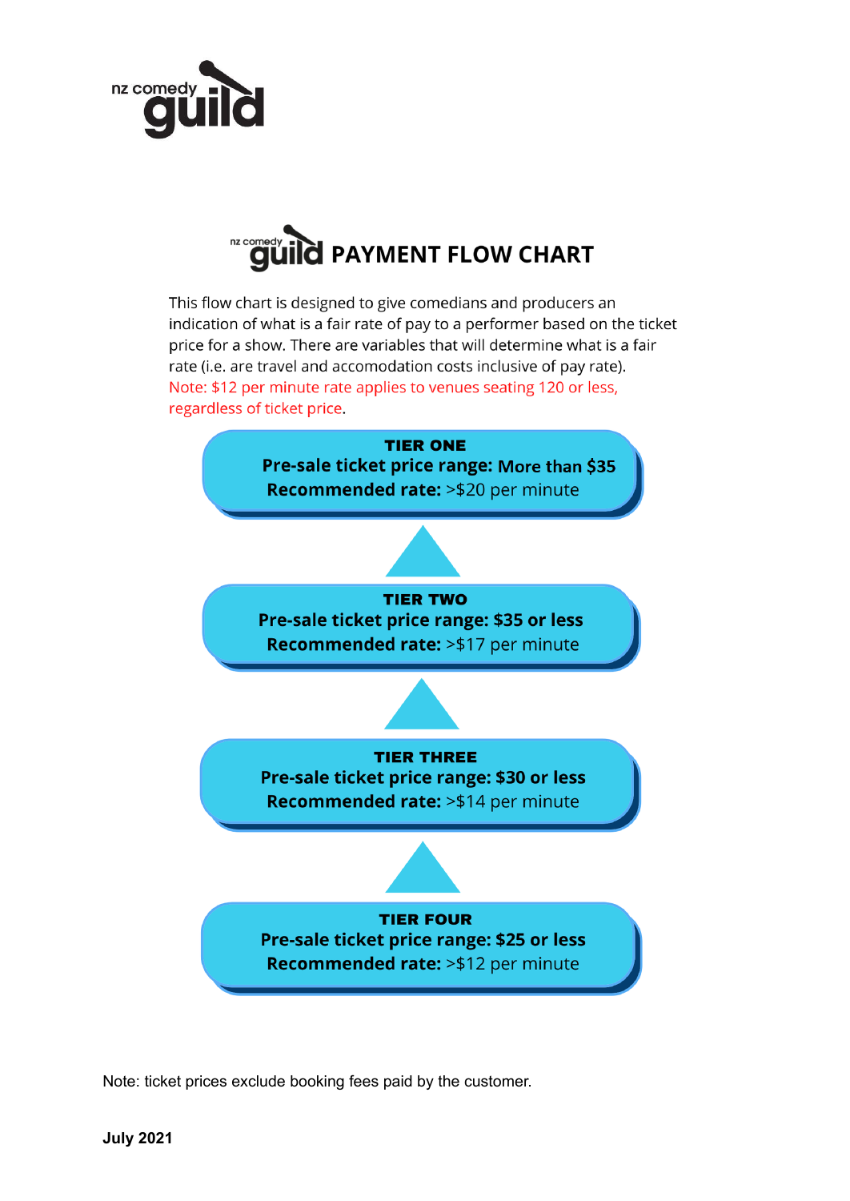nz comedy guild

# nz comedy guild PAYMENT FLOW CHART

This flow chart is designed to give comedians and producers an indication of what is a fair rate of pay to a performer based on the ticket price for a show. There are variables that will determine what is a fair rate (i.e. are travel and accomodation costs inclusive of pay rate).
Note: $12 per minute rate applies to venues seating 120 or less, regardless of ticket price.

**TIER ONE**
**Pre-sale ticket price range: More than $35**
**Recommended rate:** >$20 per minute

**TIER TWO**
**Pre-sale ticket price range: $35 or less**
**Recommended rate:** >$17 per minute

**TIER THREE**
**Pre-sale ticket price range: $30 or less**
**Recommended rate:** >$14 per minute

**TIER FOUR**
**Pre-sale ticket price range: $25 or less**
**Recommended rate:** >$12 per minute

Note: ticket prices exclude booking fees paid by the customer.

**July 2021**